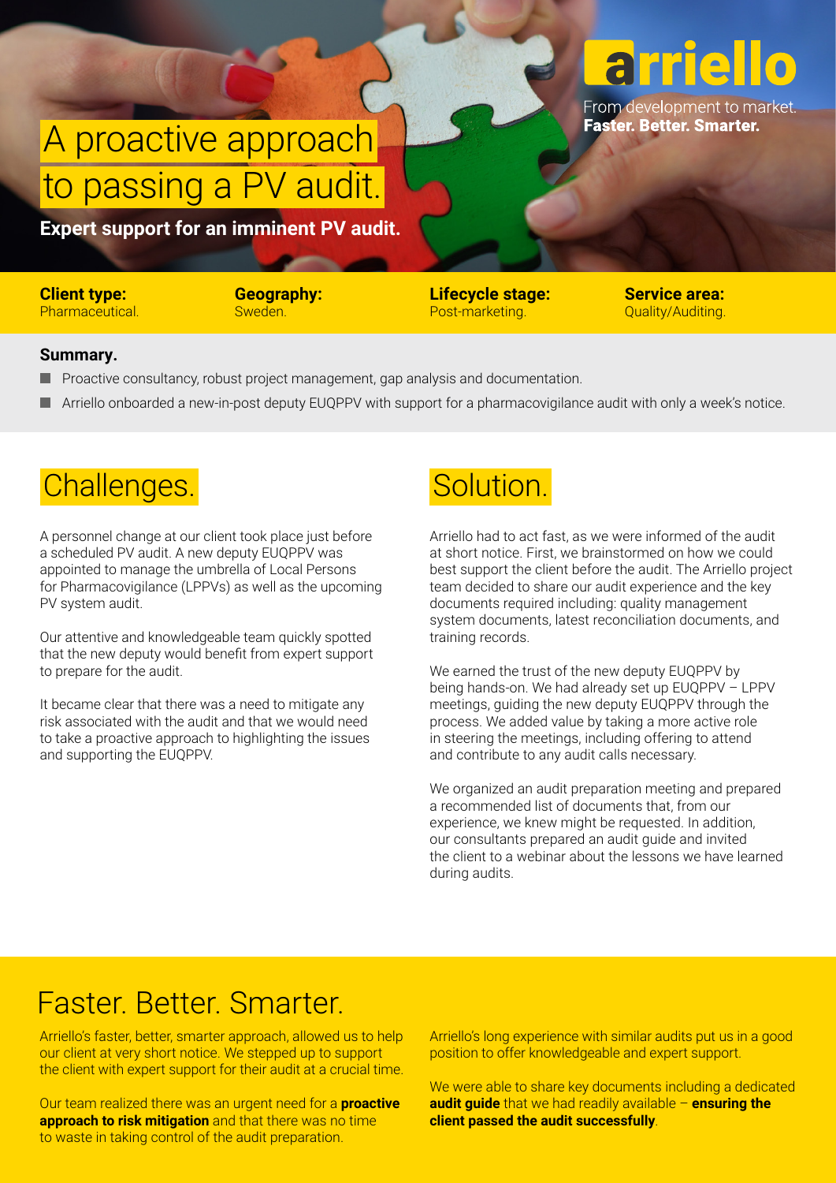arriello

From development to market.
**Faster. Better. Smarter.**

# A proactive approach to passing a PV audit.

**Expert support for an imminent PV audit.**

**Client type:** Pharmaceutical.

**Geography:** Sweden.

**Lifecycle stage:** Post-marketing.

**Service area:** Quality/Auditing.

**Summary.**

- Proactive consultancy, robust project management, gap analysis and documentation.
- Arriello onboarded a new-in-post deputy EUQPPV with support for a pharmacovigilance audit with only a week's notice.

## Challenges.

A personnel change at our client took place just before a scheduled PV audit. A new deputy EUQPPV was appointed to manage the umbrella of Local Persons for Pharmacovigilance (LPPVs) as well as the upcoming PV system audit.

Our attentive and knowledgeable team quickly spotted that the new deputy would benefit from expert support to prepare for the audit.

It became clear that there was a need to mitigate any risk associated with the audit and that we would need to take a proactive approach to highlighting the issues and supporting the EUQPPV.

## Solution.

Arriello had to act fast, as we were informed of the audit at short notice. First, we brainstormed on how we could best support the client before the audit. The Arriello project team decided to share our audit experience and the key documents required including: quality management system documents, latest reconciliation documents, and training records.

We earned the trust of the new deputy EUQPPV by being hands-on. We had already set up EUQPPV – LPPV meetings, guiding the new deputy EUQPPV through the process. We added value by taking a more active role in steering the meetings, including offering to attend and contribute to any audit calls necessary.

We organized an audit preparation meeting and prepared a recommended list of documents that, from our experience, we knew might be requested. In addition, our consultants prepared an audit guide and invited the client to a webinar about the lessons we have learned during audits.

## Faster. Better. Smarter.

Arriello's faster, better, smarter approach, allowed us to help our client at very short notice. We stepped up to support the client with expert support for their audit at a crucial time.

Our team realized there was an urgent need for a **proactive approach to risk mitigation** and that there was no time to waste in taking control of the audit preparation.

Arriello's long experience with similar audits put us in a good position to offer knowledgeable and expert support.

We were able to share key documents including a dedicated **audit guide** that we had readily available – **ensuring the client passed the audit successfully**.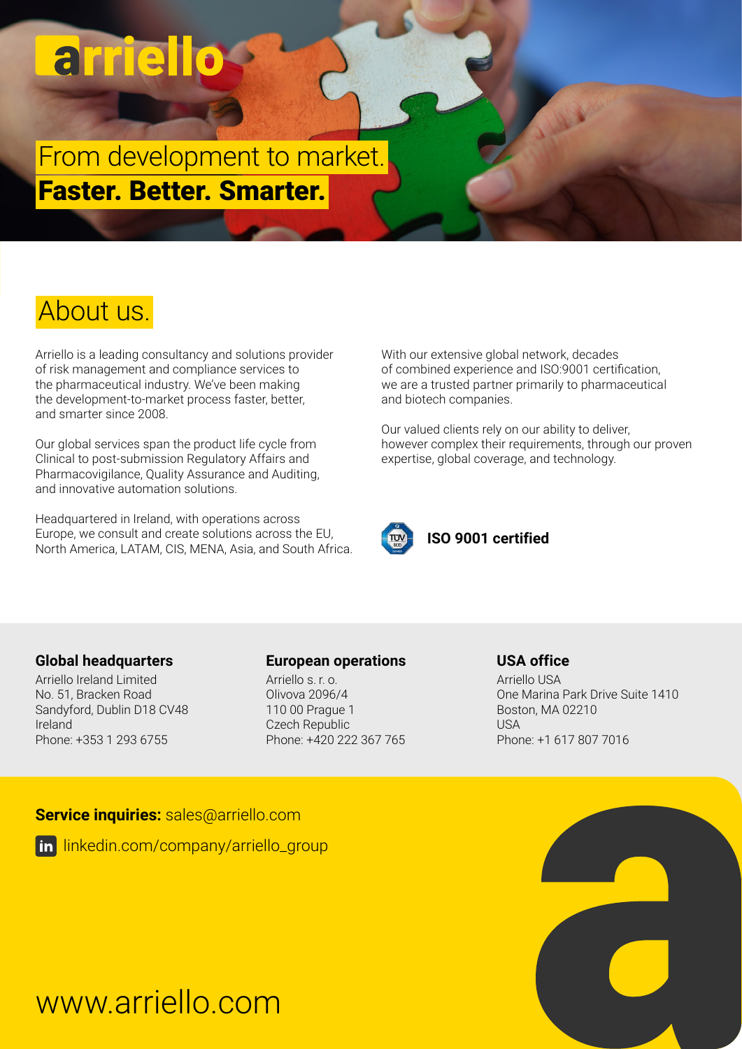# arriello

From development to market.
**Faster. Better. Smarter.**

## About us.

Arriello is a leading consultancy and solutions provider of risk management and compliance services to the pharmaceutical industry. We've been making the development-to-market process faster, better, and smarter since 2008.

Our global services span the product life cycle from Clinical to post-submission Regulatory Affairs and Pharmacovigilance, Quality Assurance and Auditing, and innovative automation solutions.

Headquartered in Ireland, with operations across Europe, we consult and create solutions across the EU, North America, LATAM, CIS, MENA, Asia, and South Africa.

With our extensive global network, decades of combined experience and ISO:9001 certification, we are a trusted partner primarily to pharmaceutical and biotech companies.

Our valued clients rely on our ability to deliver, however complex their requirements, through our proven expertise, global coverage, and technology.

**ISO 9001 certified**

### Global headquarters

Arriello Ireland Limited
No. 51, Bracken Road
Sandyford, Dublin D18 CV48
Ireland
Phone: +353 1 293 6755

### European operations

Arriello s. r. o.
Olivova 2096/4
110 00 Prague 1
Czech Republic
Phone: +420 222 367 765

### USA office

Arriello USA
One Marina Park Drive Suite 1410
Boston, MA 02210
USA
Phone: +1 617 807 7016

**Service inquiries:** sales@arriello.com

linkedin.com/company/arriello_group

www.arriello.com